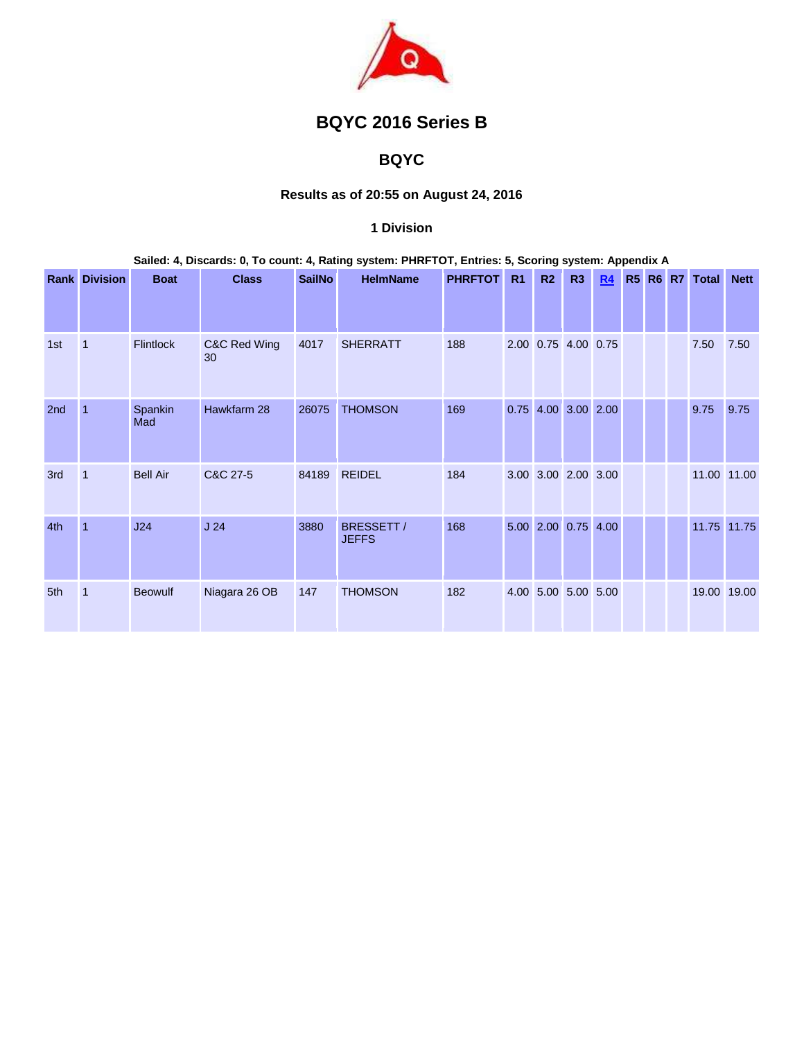# BQYC 2016 Series B

## BQYC

### Results as of 20:55 on August 24, 2016

### 1 Division

**Sailed: 4, Discards: 0, To count: 4, Rating system: PHRFTOT, Entries: 5, Scoring system: Appendix A**

| Rank | Division | Boat | Class | SailNo | HelmName | PHRFTOT | R1 | R2 | R3 | R4 | R5 | R6 | R7 | Total | Nett |
|---|---|---|---|---|---|---|---|---|---|---|---|---|---|---|---|
| 1st | 1 | Flintlock | C&C Red Wing 30 | 4017 | SHERRATT | 188 | 2.00 | 0.75 | 4.00 | 0.75 | | | | 7.50 | 7.50 |
| 2nd | 1 | Spankin Mad | Hawkfarm 28 | 26075 | THOMSON | 169 | 0.75 | 4.00 | 3.00 | 2.00 | | | | 9.75 | 9.75 |
| 3rd | 1 | Bell Air | C&C 27-5 | 84189 | REIDEL | 184 | 3.00 | 3.00 | 2.00 | 3.00 | | | | 11.00 | 11.00 |
| 4th | 1 | J24 | J 24 | 3880 | BRESSETT / JEFFS | 168 | 5.00 | 2.00 | 0.75 | 4.00 | | | | 11.75 | 11.75 |
| 5th | 1 | Beowulf | Niagara 26 OB | 147 | THOMSON | 182 | 4.00 | 5.00 | 5.00 | 5.00 | | | | 19.00 | 19.00 |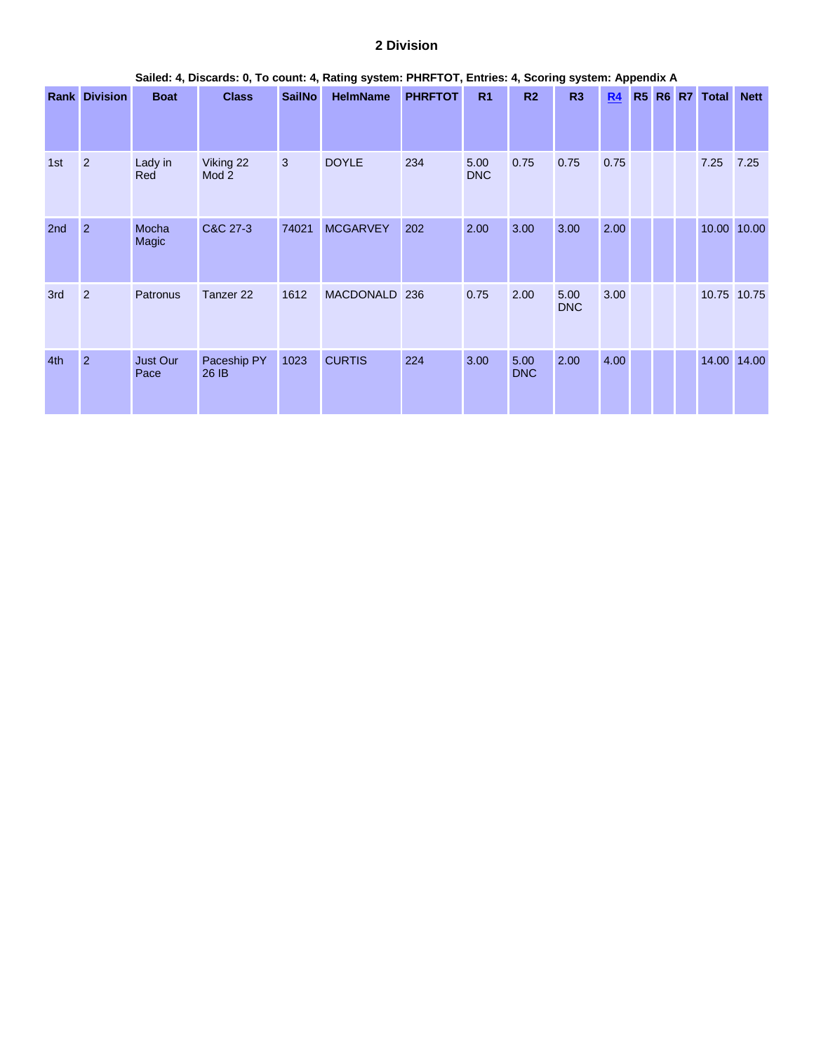## 2 Division

**Sailed: 4, Discards: 0, To count: 4, Rating system: PHRFTOT, Entries: 4, Scoring system: Appendix A**

| Rank | Division | Boat | Class | SailNo | HelmName | PHRFTOT | R1 | R2 | R3 | R4 | R5 | R6 | R7 | Total | Nett |
|---|---|---|---|---|---|---|---|---|---|---|---|---|---|---|---|
| 1st | 2 | Lady in Red | Viking 22 Mod 2 | 3 | DOYLE | 234 | 5.00 DNC | 0.75 | 0.75 | 0.75 | | | | 7.25 | 7.25 |
| 2nd | 2 | Mocha Magic | C&C 27-3 | 74021 | MCGARVEY | 202 | 2.00 | 3.00 | 3.00 | 2.00 | | | | 10.00 | 10.00 |
| 3rd | 2 | Patronus | Tanzer 22 | 1612 | MACDONALD | 236 | 0.75 | 2.00 | 5.00 DNC | 3.00 | | | | 10.75 | 10.75 |
| 4th | 2 | Just Our Pace | Paceship PY 26 IB | 1023 | CURTIS | 224 | 3.00 | 5.00 DNC | 2.00 | 4.00 | | | | 14.00 | 14.00 |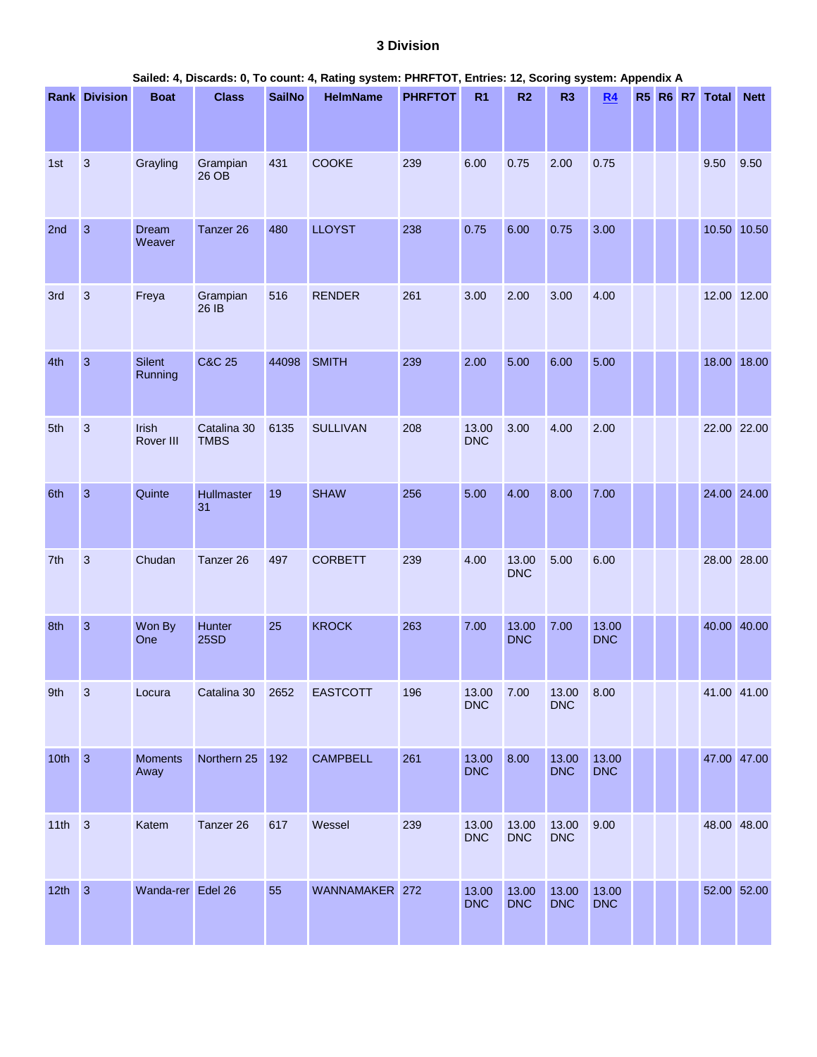# 3 Division

**Sailed: 4, Discards: 0, To count: 4, Rating system: PHRFTOT, Entries: 12, Scoring system: Appendix A**

| Rank | Division | Boat | Class | SailNo | HelmName | PHRFTOT | R1 | R2 | R3 | R4 | R5 | R6 | R7 | Total | Nett |
|---|---|---|---|---|---|---|---|---|---|---|---|---|---|---|---|
| 1st | 3 | Grayling | Grampian 26 OB | 431 | COOKE | 239 | 6.00 | 0.75 | 2.00 | 0.75 | | | | 9.50 | 9.50 |
| 2nd | 3 | Dream Weaver | Tanzer 26 | 480 | LLOYST | 238 | 0.75 | 6.00 | 0.75 | 3.00 | | | | 10.50 | 10.50 |
| 3rd | 3 | Freya | Grampian 26 IB | 516 | RENDER | 261 | 3.00 | 2.00 | 3.00 | 4.00 | | | | 12.00 | 12.00 |
| 4th | 3 | Silent Running | C&C 25 | 44098 | SMITH | 239 | 2.00 | 5.00 | 6.00 | 5.00 | | | | 18.00 | 18.00 |
| 5th | 3 | Irish Rover III | Catalina 30 TMBS | 6135 | SULLIVAN | 208 | 13.00 DNC | 3.00 | 4.00 | 2.00 | | | | 22.00 | 22.00 |
| 6th | 3 | Quinte | Hullmaster 31 | 19 | SHAW | 256 | 5.00 | 4.00 | 8.00 | 7.00 | | | | 24.00 | 24.00 |
| 7th | 3 | Chudan | Tanzer 26 | 497 | CORBETT | 239 | 4.00 | 13.00 DNC | 5.00 | 6.00 | | | | 28.00 | 28.00 |
| 8th | 3 | Won By One | Hunter 25SD | 25 | KROCK | 263 | 7.00 | 13.00 DNC | 7.00 | 13.00 DNC | | | | 40.00 | 40.00 |
| 9th | 3 | Locura | Catalina 30 | 2652 | EASTCOTT | 196 | 13.00 DNC | 7.00 | 13.00 DNC | 8.00 | | | | 41.00 | 41.00 |
| 10th | 3 | Moments Away | Northern 25 | 192 | CAMPBELL | 261 | 13.00 DNC | 8.00 | 13.00 DNC | 13.00 DNC | | | | 47.00 | 47.00 |
| 11th | 3 | Katem | Tanzer 26 | 617 | Wessel | 239 | 13.00 DNC | 13.00 DNC | 13.00 DNC | 9.00 | | | | 48.00 | 48.00 |
| 12th | 3 | Wanda-rer | Edel 26 | 55 | WANNAMAKER | 272 | 13.00 DNC | 13.00 DNC | 13.00 DNC | 13.00 DNC | | | | 52.00 | 52.00 |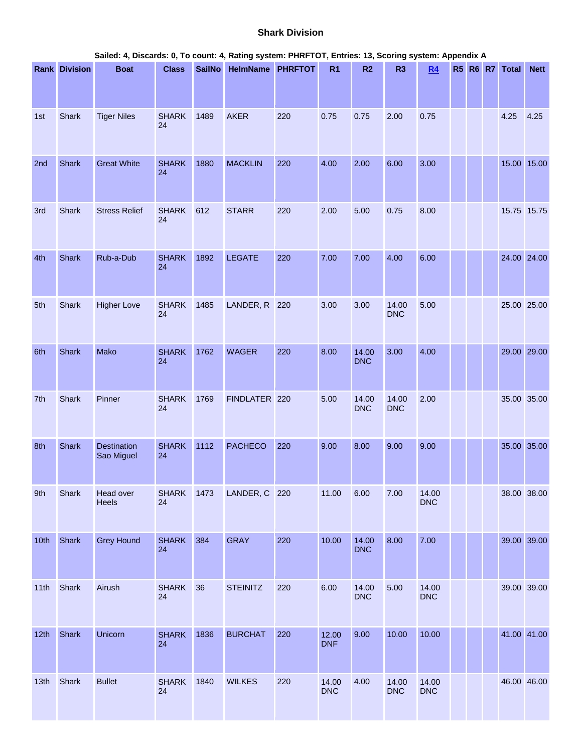# Shark Division

**Sailed: 4, Discards: 0, To count: 4, Rating system: PHRFTOT, Entries: 13, Scoring system: Appendix A**

| Rank | Division | Boat | Class | SailNo | HelmName | PHRFTOT | R1 | R2 | R3 | R4 | R5 | R6 | R7 | Total | Nett |
|---|---|---|---|---|---|---|---|---|---|---|---|---|---|---|---|
| 1st | Shark | Tiger Niles | SHARK 24 | 1489 | AKER | 220 | 0.75 | 0.75 | 2.00 | 0.75 | | | | 4.25 | 4.25 |
| 2nd | Shark | Great White | SHARK 24 | 1880 | MACKLIN | 220 | 4.00 | 2.00 | 6.00 | 3.00 | | | | 15.00 | 15.00 |
| 3rd | Shark | Stress Relief | SHARK 24 | 612 | STARR | 220 | 2.00 | 5.00 | 0.75 | 8.00 | | | | 15.75 | 15.75 |
| 4th | Shark | Rub-a-Dub | SHARK 24 | 1892 | LEGATE | 220 | 7.00 | 7.00 | 4.00 | 6.00 | | | | 24.00 | 24.00 |
| 5th | Shark | Higher Love | SHARK 24 | 1485 | LANDER, R | 220 | 3.00 | 3.00 | 14.00 DNC | 5.00 | | | | 25.00 | 25.00 |
| 6th | Shark | Mako | SHARK 24 | 1762 | WAGER | 220 | 8.00 | 14.00 DNC | 3.00 | 4.00 | | | | 29.00 | 29.00 |
| 7th | Shark | Pinner | SHARK 24 | 1769 | FINDLATER | 220 | 5.00 | 14.00 DNC | 14.00 DNC | 2.00 | | | | 35.00 | 35.00 |
| 8th | Shark | Destination Sao Miguel | SHARK 24 | 1112 | PACHECO | 220 | 9.00 | 8.00 | 9.00 | 9.00 | | | | 35.00 | 35.00 |
| 9th | Shark | Head over Heels | SHARK 24 | 1473 | LANDER, C | 220 | 11.00 | 6.00 | 7.00 | 14.00 DNC | | | | 38.00 | 38.00 |
| 10th | Shark | Grey Hound | SHARK 24 | 384 | GRAY | 220 | 10.00 | 14.00 DNC | 8.00 | 7.00 | | | | 39.00 | 39.00 |
| 11th | Shark | Airush | SHARK 24 | 36 | STEINITZ | 220 | 6.00 | 14.00 DNC | 5.00 | 14.00 DNC | | | | 39.00 | 39.00 |
| 12th | Shark | Unicorn | SHARK 24 | 1836 | BURCHAT | 220 | 12.00 DNF | 9.00 | 10.00 | 10.00 | | | | 41.00 | 41.00 |
| 13th | Shark | Bullet | SHARK 24 | 1840 | WILKES | 220 | 14.00 DNC | 4.00 | 14.00 DNC | 14.00 DNC | | | | 46.00 | 46.00 |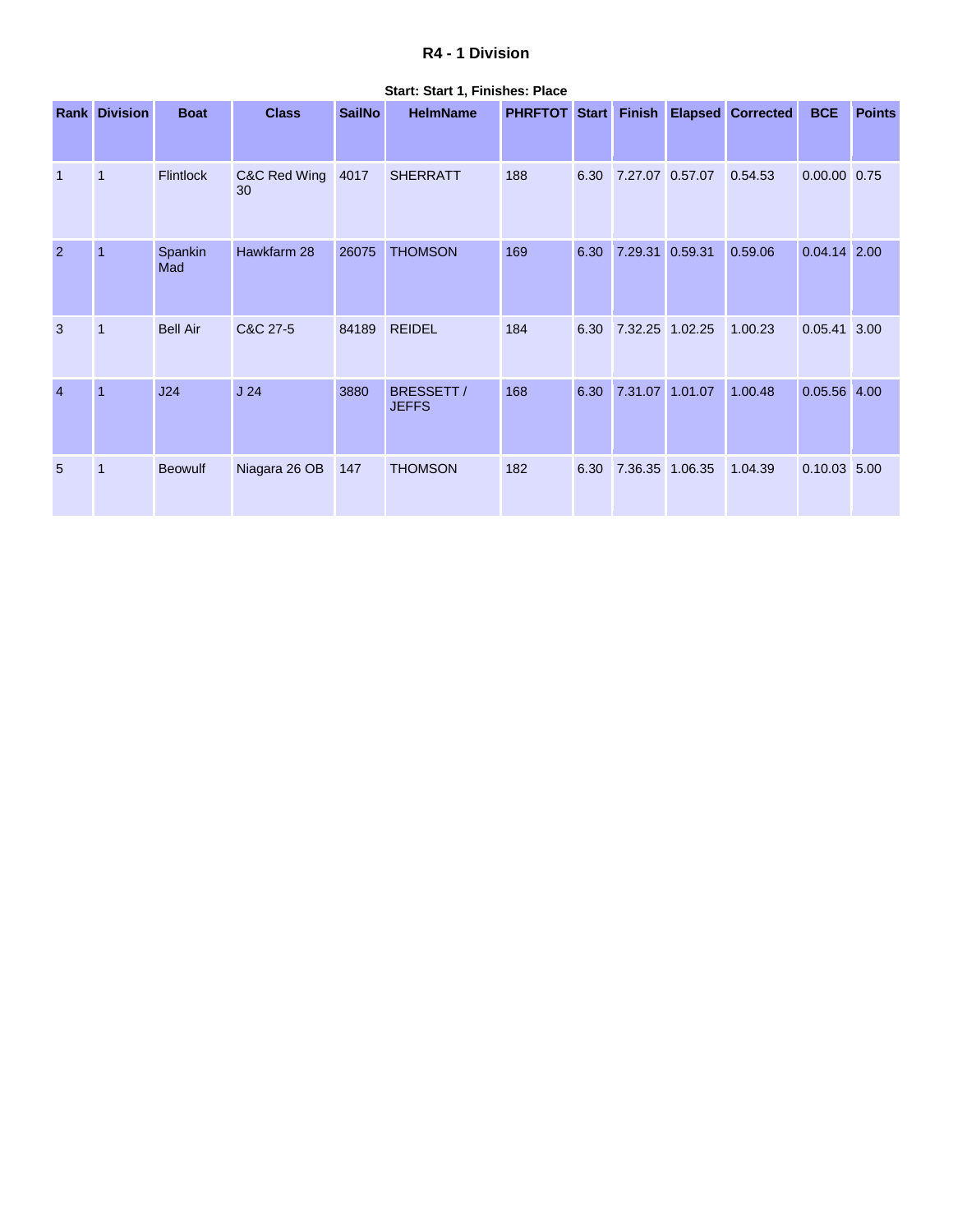# R4 - 1 Division

**Start: Start 1, Finishes: Place**

| Rank | Division | Boat | Class | SailNo | HelmName | PHRFTOT | Start | Finish | Elapsed | Corrected | BCE | Points |
|---|---|---|---|---|---|---|---|---|---|---|---|---|
| 1 | 1 | Flintlock | C&C Red Wing 30 | 4017 | SHERRATT | 188 | 6.30 | 7.27.07 | 0.57.07 | 0.54.53 | 0.00.00 | 0.75 |
| 2 | 1 | Spankin Mad | Hawkfarm 28 | 26075 | THOMSON | 169 | 6.30 | 7.29.31 | 0.59.31 | 0.59.06 | 0.04.14 | 2.00 |
| 3 | 1 | Bell Air | C&C 27-5 | 84189 | REIDEL | 184 | 6.30 | 7.32.25 | 1.02.25 | 1.00.23 | 0.05.41 | 3.00 |
| 4 | 1 | J24 | J 24 | 3880 | BRESSETT / JEFFS | 168 | 6.30 | 7.31.07 | 1.01.07 | 1.00.48 | 0.05.56 | 4.00 |
| 5 | 1 | Beowulf | Niagara 26 OB | 147 | THOMSON | 182 | 6.30 | 7.36.35 | 1.06.35 | 1.04.39 | 0.10.03 | 5.00 |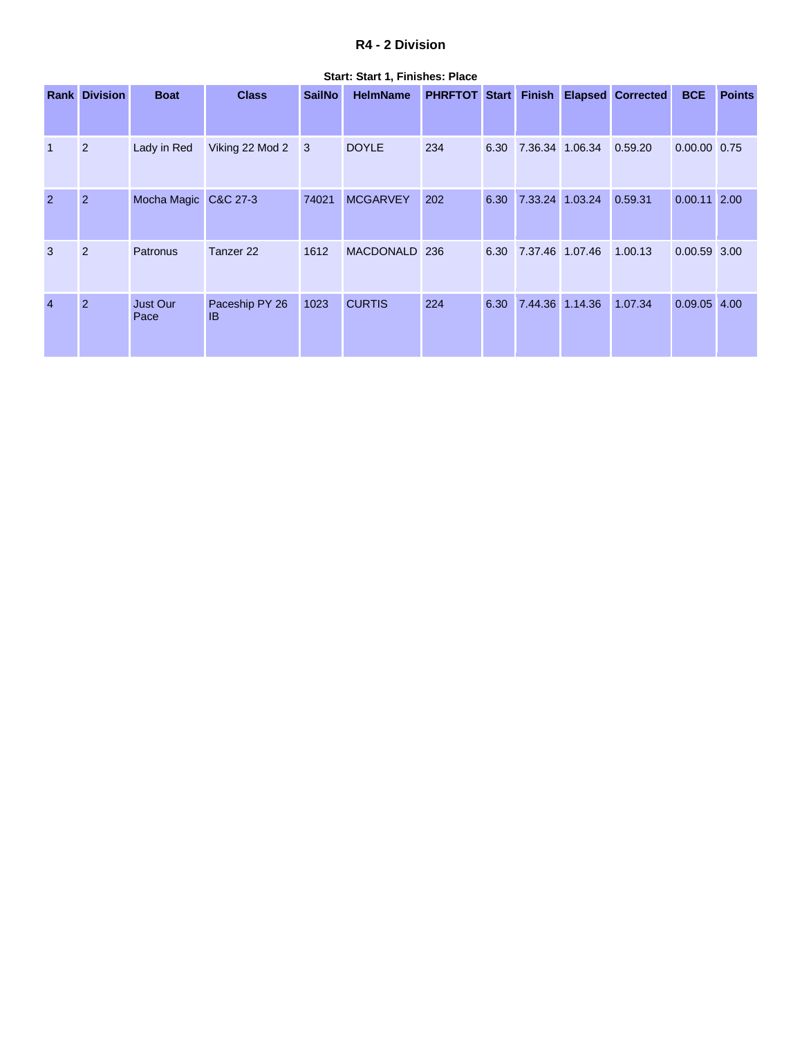# R4 - 2 Division

**Start: Start 1, Finishes: Place**

| Rank | Division | Boat | Class | SailNo | HelmName | PHRFTOT | Start | Finish | Elapsed | Corrected | BCE | Points |
|---|---|---|---|---|---|---|---|---|---|---|---|---|
| 1 | 2 | Lady in Red | Viking 22 Mod 2 | 3 | DOYLE | 234 | 6.30 | 7.36.34 | 1.06.34 | 0.59.20 | 0.00.00 | 0.75 |
| 2 | 2 | Mocha Magic | C&C 27-3 | 74021 | MCGARVEY | 202 | 6.30 | 7.33.24 | 1.03.24 | 0.59.31 | 0.00.11 | 2.00 |
| 3 | 2 | Patronus | Tanzer 22 | 1612 | MACDONALD | 236 | 6.30 | 7.37.46 | 1.07.46 | 1.00.13 | 0.00.59 | 3.00 |
| 4 | 2 | Just Our Pace | Paceship PY 26 IB | 1023 | CURTIS | 224 | 6.30 | 7.44.36 | 1.14.36 | 1.07.34 | 0.09.05 | 4.00 |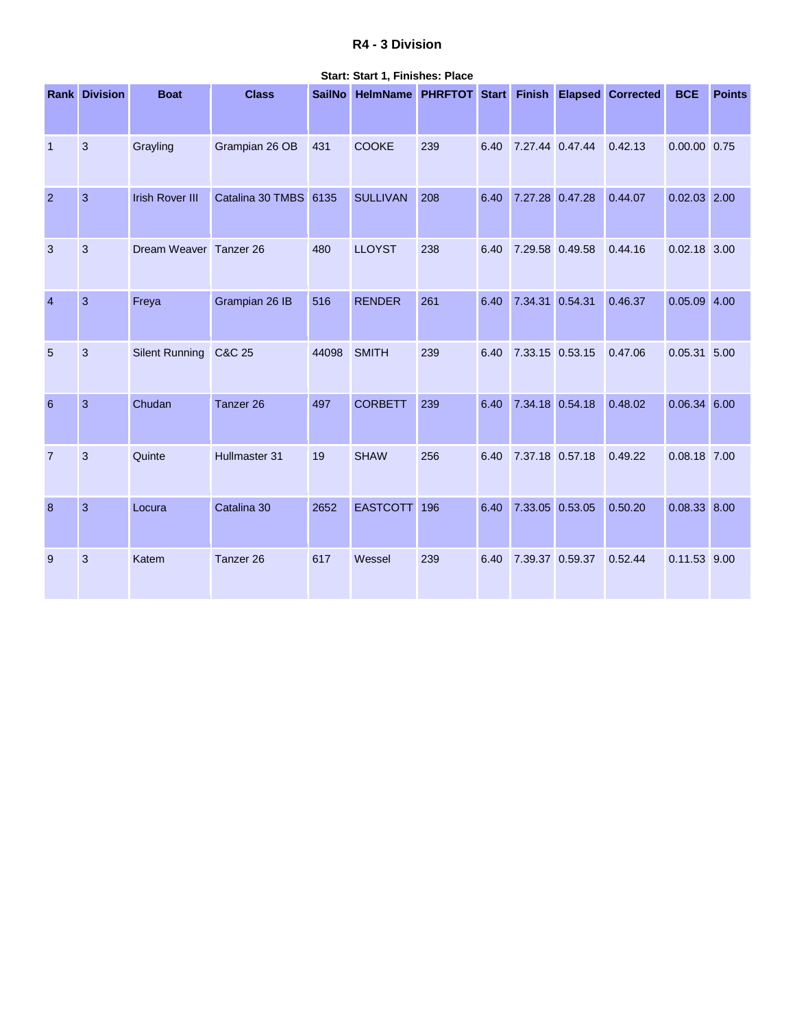# R4 - 3 Division

**Start: Start 1, Finishes: Place**

| Rank | Division | Boat | Class | SailNo | HelmName | PHRFTOT | Start | Finish | Elapsed | Corrected | BCE | Points |
|---|---|---|---|---|---|---|---|---|---|---|---|---|
| 1 | 3 | Grayling | Grampian 26 OB | 431 | COOKE | 239 | 6.40 | 7.27.44 | 0.47.44 | 0.42.13 | 0.00.00 | 0.75 |
| 2 | 3 | Irish Rover III | Catalina 30 TMBS | 6135 | SULLIVAN | 208 | 6.40 | 7.27.28 | 0.47.28 | 0.44.07 | 0.02.03 | 2.00 |
| 3 | 3 | Dream Weaver | Tanzer 26 | 480 | LLOYST | 238 | 6.40 | 7.29.58 | 0.49.58 | 0.44.16 | 0.02.18 | 3.00 |
| 4 | 3 | Freya | Grampian 26 IB | 516 | RENDER | 261 | 6.40 | 7.34.31 | 0.54.31 | 0.46.37 | 0.05.09 | 4.00 |
| 5 | 3 | Silent Running | C&C 25 | 44098 | SMITH | 239 | 6.40 | 7.33.15 | 0.53.15 | 0.47.06 | 0.05.31 | 5.00 |
| 6 | 3 | Chudan | Tanzer 26 | 497 | CORBETT | 239 | 6.40 | 7.34.18 | 0.54.18 | 0.48.02 | 0.06.34 | 6.00 |
| 7 | 3 | Quinte | Hullmaster 31 | 19 | SHAW | 256 | 6.40 | 7.37.18 | 0.57.18 | 0.49.22 | 0.08.18 | 7.00 |
| 8 | 3 | Locura | Catalina 30 | 2652 | EASTCOTT | 196 | 6.40 | 7.33.05 | 0.53.05 | 0.50.20 | 0.08.33 | 8.00 |
| 9 | 3 | Katem | Tanzer 26 | 617 | Wessel | 239 | 6.40 | 7.39.37 | 0.59.37 | 0.52.44 | 0.11.53 | 9.00 |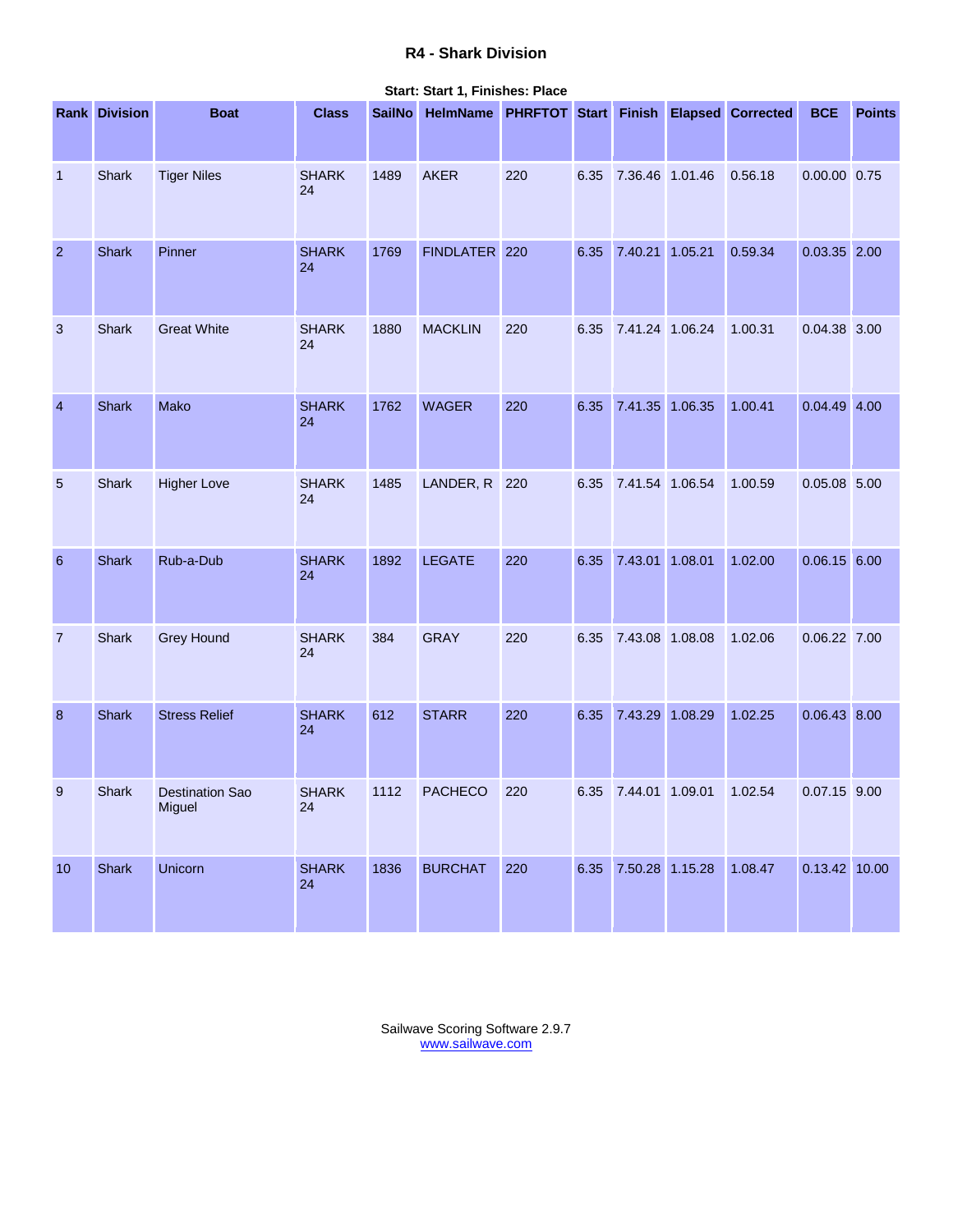## R4 - Shark Division

**Start: Start 1, Finishes: Place**

| Rank | Division | Boat | Class | SailNo | HelmName | PHRFTOT | Start | Finish | Elapsed | Corrected | BCE | Points |
|---|---|---|---|---|---|---|---|---|---|---|---|---|
| 1 | Shark | Tiger Niles | SHARK 24 | 1489 | AKER | 220 | 6.35 | 7.36.46 | 1.01.46 | 0.56.18 | 0.00.00 | 0.75 |
| 2 | Shark | Pinner | SHARK 24 | 1769 | FINDLATER | 220 | 6.35 | 7.40.21 | 1.05.21 | 0.59.34 | 0.03.35 | 2.00 |
| 3 | Shark | Great White | SHARK 24 | 1880 | MACKLIN | 220 | 6.35 | 7.41.24 | 1.06.24 | 1.00.31 | 0.04.38 | 3.00 |
| 4 | Shark | Mako | SHARK 24 | 1762 | WAGER | 220 | 6.35 | 7.41.35 | 1.06.35 | 1.00.41 | 0.04.49 | 4.00 |
| 5 | Shark | Higher Love | SHARK 24 | 1485 | LANDER, R | 220 | 6.35 | 7.41.54 | 1.06.54 | 1.00.59 | 0.05.08 | 5.00 |
| 6 | Shark | Rub-a-Dub | SHARK 24 | 1892 | LEGATE | 220 | 6.35 | 7.43.01 | 1.08.01 | 1.02.00 | 0.06.15 | 6.00 |
| 7 | Shark | Grey Hound | SHARK 24 | 384 | GRAY | 220 | 6.35 | 7.43.08 | 1.08.08 | 1.02.06 | 0.06.22 | 7.00 |
| 8 | Shark | Stress Relief | SHARK 24 | 612 | STARR | 220 | 6.35 | 7.43.29 | 1.08.29 | 1.02.25 | 0.06.43 | 8.00 |
| 9 | Shark | Destination Sao Miguel | SHARK 24 | 1112 | PACHECO | 220 | 6.35 | 7.44.01 | 1.09.01 | 1.02.54 | 0.07.15 | 9.00 |
| 10 | Shark | Unicorn | SHARK 24 | 1836 | BURCHAT | 220 | 6.35 | 7.50.28 | 1.15.28 | 1.08.47 | 0.13.42 | 10.00 |

Sailwave Scoring Software 2.9.7
www.sailwave.com